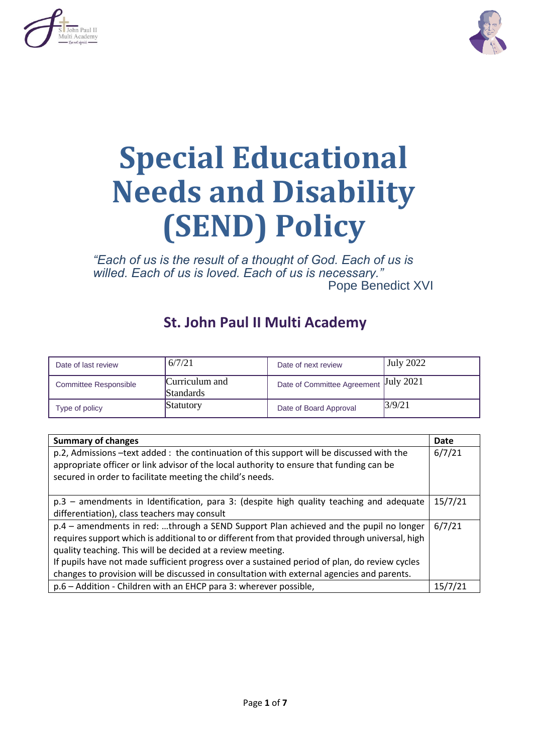# Special Educational Needs and Disability (SEND) Policy

*"Each of us is the result of a thought of God. Each of us is willed. Each of us is loved. Each of us is necessary."*
Pope Benedict XVI

## St. John Paul II Multi Academy

| Date of last review | 6/7/21 | Date of next review | July 2022 |
|---|---|---|---|
| Committee Responsible | Curriculum and Standards | Date of Committee Agreement | July 2021 |
| Type of policy | Statutory | Date of Board Approval | 3/9/21 |

| **Summary of changes** | **Date** |
|---|---|
| p.2, Admissions –text added : the continuation of this support will be discussed with the appropriate officer or link advisor of the local authority to ensure that funding can be secured in order to facilitate meeting the child's needs. | 6/7/21 |
| p.3 – amendments in Identification, para 3: (despite high quality teaching and adequate differentiation), class teachers may consult | 15/7/21 |
| p.4 – amendments in red: …through a SEND Support Plan achieved and the pupil no longer requires support which is additional to or different from that provided through universal, high quality teaching. This will be decided at a review meeting. If pupils have not made sufficient progress over a sustained period of plan, do review cycles changes to provision will be discussed in consultation with external agencies and parents. | 6/7/21 |
| p.6 – Addition - Children with an EHCP para 3: wherever possible, | 15/7/21 |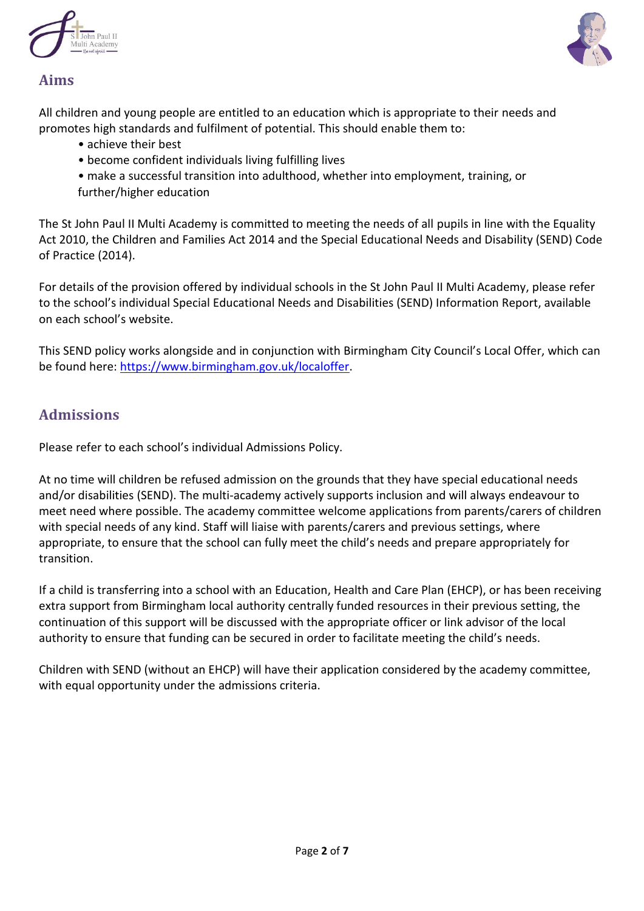## Aims

All children and young people are entitled to an education which is appropriate to their needs and promotes high standards and fulfilment of potential. This should enable them to:

- achieve their best
- become confident individuals living fulfilling lives
- make a successful transition into adulthood, whether into employment, training, or further/higher education

The St John Paul II Multi Academy is committed to meeting the needs of all pupils in line with the Equality Act 2010, the Children and Families Act 2014 and the Special Educational Needs and Disability (SEND) Code of Practice (2014).

For details of the provision offered by individual schools in the St John Paul II Multi Academy, please refer to the school's individual Special Educational Needs and Disabilities (SEND) Information Report, available on each school's website.

This SEND policy works alongside and in conjunction with Birmingham City Council's Local Offer, which can be found here: [https://www.birmingham.gov.uk/localoffer](https://www.birmingham.gov.uk/localoffer).

## Admissions

Please refer to each school's individual Admissions Policy.

At no time will children be refused admission on the grounds that they have special educational needs and/or disabilities (SEND). The multi-academy actively supports inclusion and will always endeavour to meet need where possible. The academy committee welcome applications from parents/carers of children with special needs of any kind. Staff will liaise with parents/carers and previous settings, where appropriate, to ensure that the school can fully meet the child's needs and prepare appropriately for transition.

If a child is transferring into a school with an Education, Health and Care Plan (EHCP), or has been receiving extra support from Birmingham local authority centrally funded resources in their previous setting, the continuation of this support will be discussed with the appropriate officer or link advisor of the local authority to ensure that funding can be secured in order to facilitate meeting the child's needs.

Children with SEND (without an EHCP) will have their application considered by the academy committee, with equal opportunity under the admissions criteria.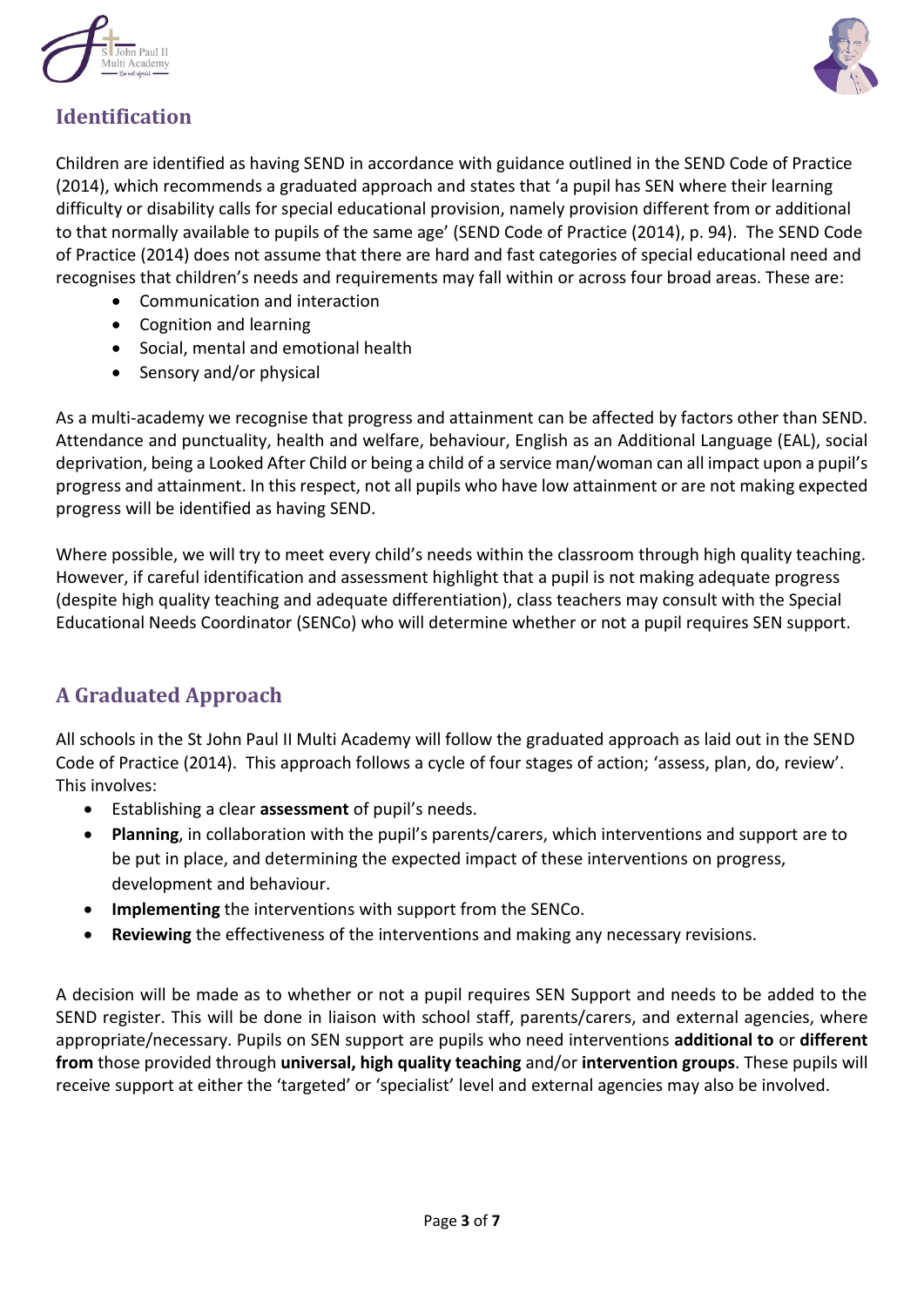## Identification

Children are identified as having SEND in accordance with guidance outlined in the SEND Code of Practice (2014), which recommends a graduated approach and states that 'a pupil has SEN where their learning difficulty or disability calls for special educational provision, namely provision different from or additional to that normally available to pupils of the same age' (SEND Code of Practice (2014), p. 94). The SEND Code of Practice (2014) does not assume that there are hard and fast categories of special educational need and recognises that children's needs and requirements may fall within or across four broad areas. These are:

- Communication and interaction
- Cognition and learning
- Social, mental and emotional health
- Sensory and/or physical

As a multi-academy we recognise that progress and attainment can be affected by factors other than SEND. Attendance and punctuality, health and welfare, behaviour, English as an Additional Language (EAL), social deprivation, being a Looked After Child or being a child of a service man/woman can all impact upon a pupil's progress and attainment. In this respect, not all pupils who have low attainment or are not making expected progress will be identified as having SEND.

Where possible, we will try to meet every child's needs within the classroom through high quality teaching. However, if careful identification and assessment highlight that a pupil is not making adequate progress (despite high quality teaching and adequate differentiation), class teachers may consult with the Special Educational Needs Coordinator (SENCo) who will determine whether or not a pupil requires SEN support.

## A Graduated Approach

All schools in the St John Paul II Multi Academy will follow the graduated approach as laid out in the SEND Code of Practice (2014). This approach follows a cycle of four stages of action; 'assess, plan, do, review'. This involves:

- Establishing a clear **assessment** of pupil's needs.
- **Planning**, in collaboration with the pupil's parents/carers, which interventions and support are to be put in place, and determining the expected impact of these interventions on progress, development and behaviour.
- **Implementing** the interventions with support from the SENCo.
- **Reviewing** the effectiveness of the interventions and making any necessary revisions.

A decision will be made as to whether or not a pupil requires SEN Support and needs to be added to the SEND register. This will be done in liaison with school staff, parents/carers, and external agencies, where appropriate/necessary. Pupils on SEN support are pupils who need interventions **additional to** or **different from** those provided through **universal, high quality teaching** and/or **intervention groups**. These pupils will receive support at either the 'targeted' or 'specialist' level and external agencies may also be involved.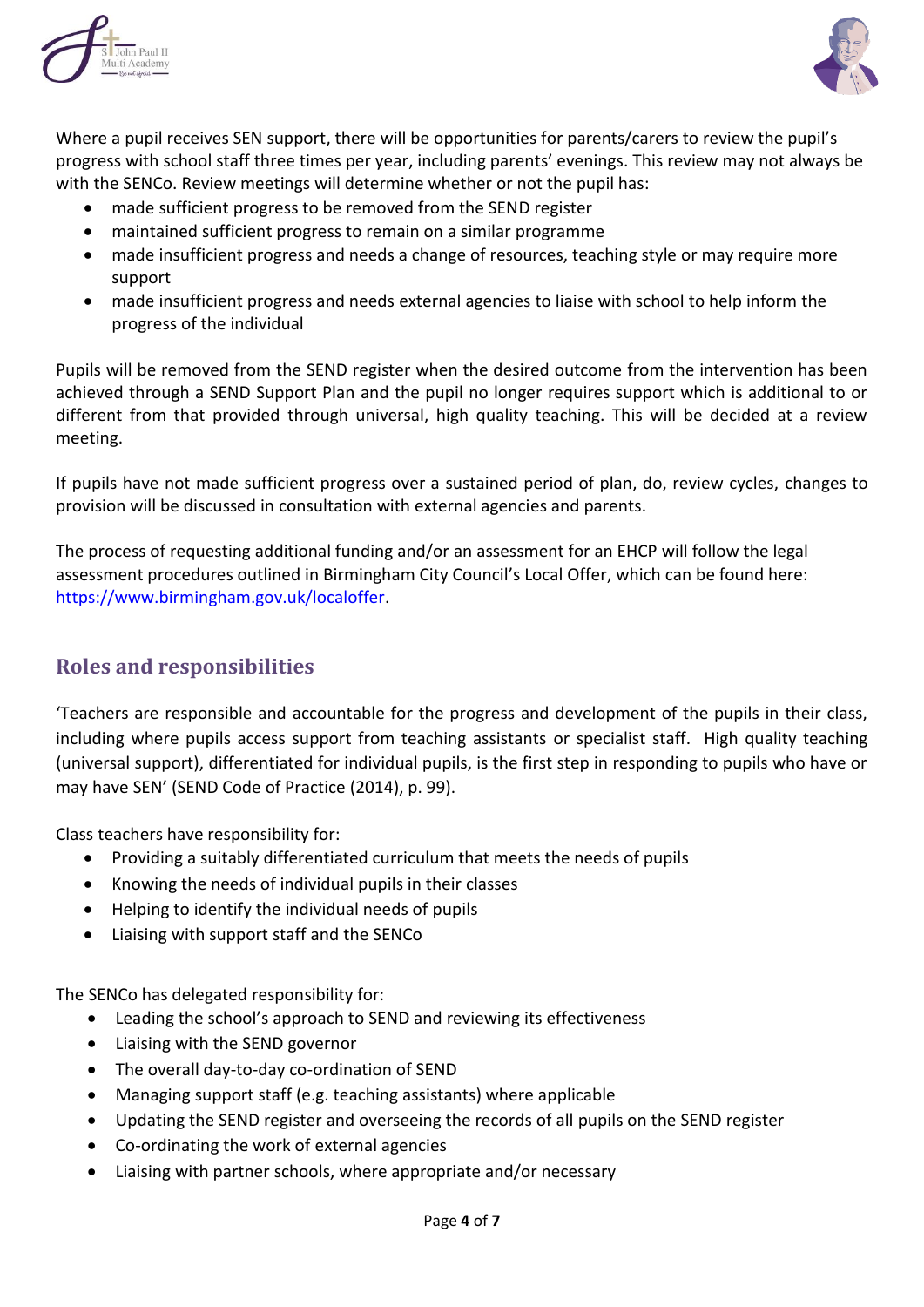Where a pupil receives SEN support, there will be opportunities for parents/carers to review the pupil's progress with school staff three times per year, including parents' evenings. This review may not always be with the SENCo. Review meetings will determine whether or not the pupil has:

- made sufficient progress to be removed from the SEND register
- maintained sufficient progress to remain on a similar programme
- made insufficient progress and needs a change of resources, teaching style or may require more support
- made insufficient progress and needs external agencies to liaise with school to help inform the progress of the individual

Pupils will be removed from the SEND register when the desired outcome from the intervention has been achieved through a SEND Support Plan and the pupil no longer requires support which is additional to or different from that provided through universal, high quality teaching. This will be decided at a review meeting.

If pupils have not made sufficient progress over a sustained period of plan, do, review cycles, changes to provision will be discussed in consultation with external agencies and parents.

The process of requesting additional funding and/or an assessment for an EHCP will follow the legal assessment procedures outlined in Birmingham City Council's Local Offer, which can be found here: [https://www.birmingham.gov.uk/localoffer](https://www.birmingham.gov.uk/localoffer).

## Roles and responsibilities

'Teachers are responsible and accountable for the progress and development of the pupils in their class, including where pupils access support from teaching assistants or specialist staff. High quality teaching (universal support), differentiated for individual pupils, is the first step in responding to pupils who have or may have SEN' (SEND Code of Practice (2014), p. 99).

Class teachers have responsibility for:

- Providing a suitably differentiated curriculum that meets the needs of pupils
- Knowing the needs of individual pupils in their classes
- Helping to identify the individual needs of pupils
- Liaising with support staff and the SENCo

The SENCo has delegated responsibility for:

- Leading the school's approach to SEND and reviewing its effectiveness
- Liaising with the SEND governor
- The overall day-to-day co-ordination of SEND
- Managing support staff (e.g. teaching assistants) where applicable
- Updating the SEND register and overseeing the records of all pupils on the SEND register
- Co-ordinating the work of external agencies
- Liaising with partner schools, where appropriate and/or necessary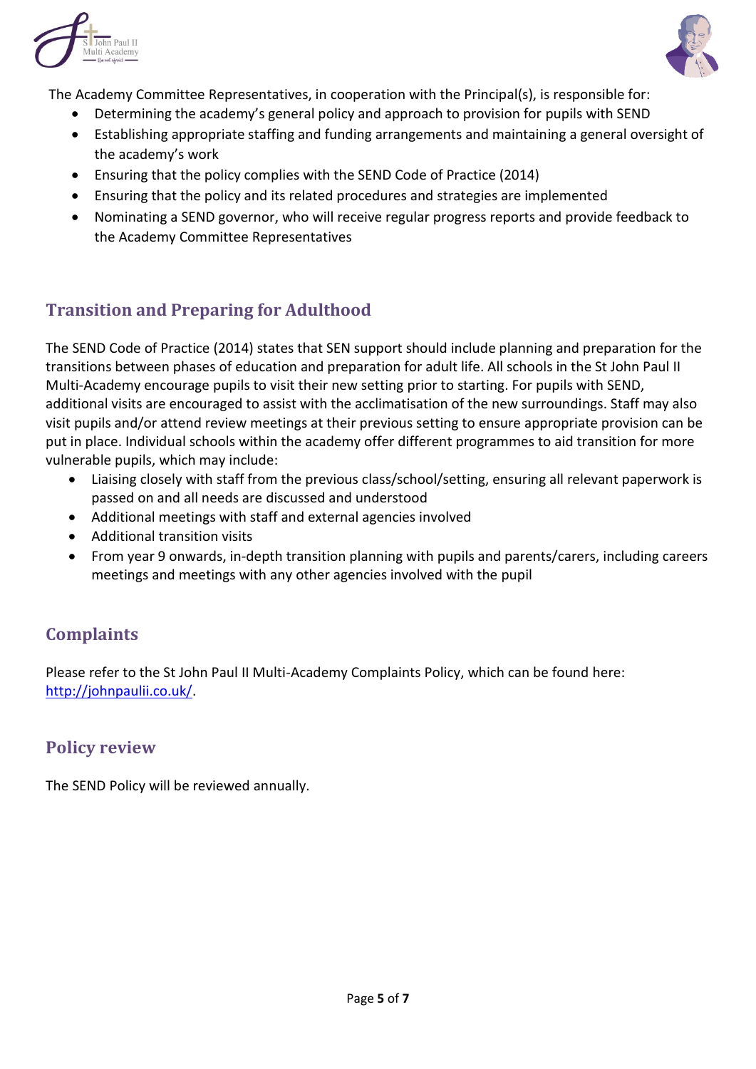The Academy Committee Representatives, in cooperation with the Principal(s), is responsible for:

- Determining the academy's general policy and approach to provision for pupils with SEND
- Establishing appropriate staffing and funding arrangements and maintaining a general oversight of the academy's work
- Ensuring that the policy complies with the SEND Code of Practice (2014)
- Ensuring that the policy and its related procedures and strategies are implemented
- Nominating a SEND governor, who will receive regular progress reports and provide feedback to the Academy Committee Representatives

## Transition and Preparing for Adulthood

The SEND Code of Practice (2014) states that SEN support should include planning and preparation for the transitions between phases of education and preparation for adult life. All schools in the St John Paul II Multi-Academy encourage pupils to visit their new setting prior to starting. For pupils with SEND, additional visits are encouraged to assist with the acclimatisation of the new surroundings. Staff may also visit pupils and/or attend review meetings at their previous setting to ensure appropriate provision can be put in place. Individual schools within the academy offer different programmes to aid transition for more vulnerable pupils, which may include:

- Liaising closely with staff from the previous class/school/setting, ensuring all relevant paperwork is passed on and all needs are discussed and understood
- Additional meetings with staff and external agencies involved
- Additional transition visits
- From year 9 onwards, in-depth transition planning with pupils and parents/carers, including careers meetings and meetings with any other agencies involved with the pupil

## Complaints

Please refer to the St John Paul II Multi-Academy Complaints Policy, which can be found here: [http://johnpaulii.co.uk/](http://johnpaulii.co.uk/).

## Policy review

The SEND Policy will be reviewed annually.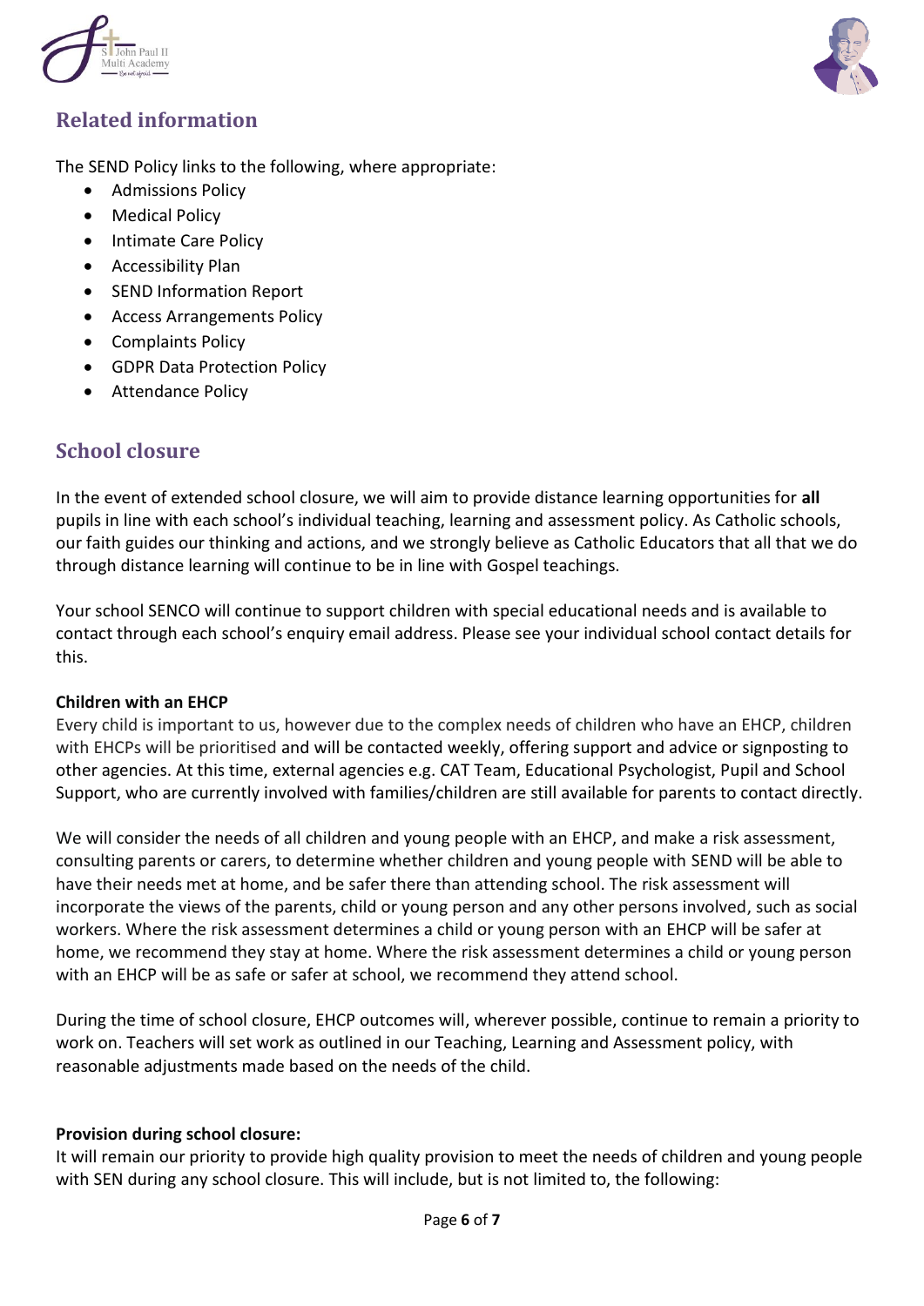## Related information

The SEND Policy links to the following, where appropriate:

- Admissions Policy
- Medical Policy
- Intimate Care Policy
- Accessibility Plan
- SEND Information Report
- Access Arrangements Policy
- Complaints Policy
- GDPR Data Protection Policy
- Attendance Policy

## School closure

In the event of extended school closure, we will aim to provide distance learning opportunities for **all** pupils in line with each school's individual teaching, learning and assessment policy. As Catholic schools, our faith guides our thinking and actions, and we strongly believe as Catholic Educators that all that we do through distance learning will continue to be in line with Gospel teachings.

Your school SENCO will continue to support children with special educational needs and is available to contact through each school's enquiry email address. Please see your individual school contact details for this.

**Children with an EHCP**

Every child is important to us, however due to the complex needs of children who have an EHCP, children with EHCPs will be prioritised and will be contacted weekly, offering support and advice or signposting to other agencies. At this time, external agencies e.g. CAT Team, Educational Psychologist, Pupil and School Support, who are currently involved with families/children are still available for parents to contact directly.

We will consider the needs of all children and young people with an EHCP, and make a risk assessment, consulting parents or carers, to determine whether children and young people with SEND will be able to have their needs met at home, and be safer there than attending school. The risk assessment will incorporate the views of the parents, child or young person and any other persons involved, such as social workers. Where the risk assessment determines a child or young person with an EHCP will be safer at home, we recommend they stay at home. Where the risk assessment determines a child or young person with an EHCP will be as safe or safer at school, we recommend they attend school.

During the time of school closure, EHCP outcomes will, wherever possible, continue to remain a priority to work on. Teachers will set work as outlined in our Teaching, Learning and Assessment policy, with reasonable adjustments made based on the needs of the child.

**Provision during school closure:**

It will remain our priority to provide high quality provision to meet the needs of children and young people with SEN during any school closure. This will include, but is not limited to, the following: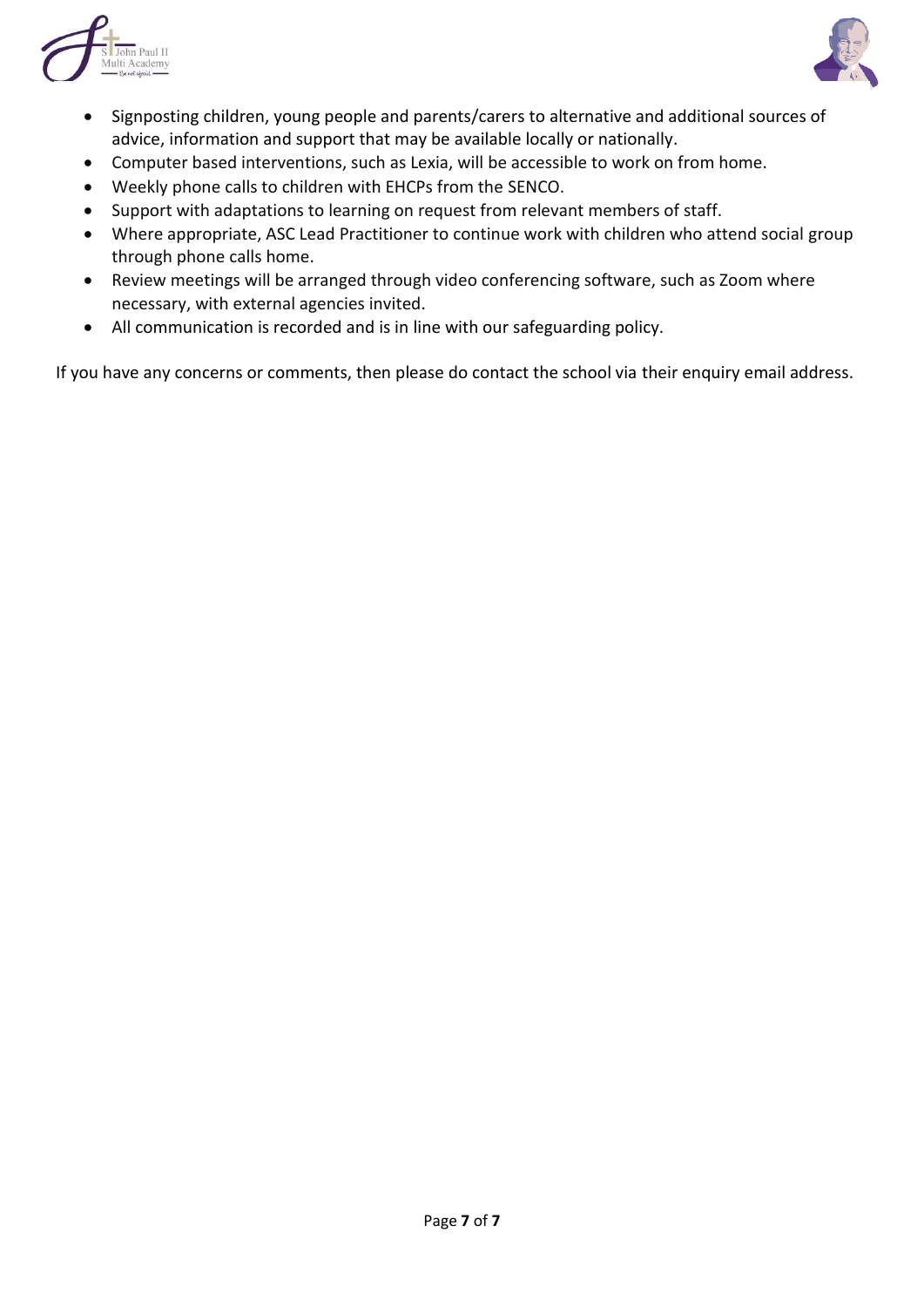- Signposting children, young people and parents/carers to alternative and additional sources of advice, information and support that may be available locally or nationally.
- Computer based interventions, such as Lexia, will be accessible to work on from home.
- Weekly phone calls to children with EHCPs from the SENCO.
- Support with adaptations to learning on request from relevant members of staff.
- Where appropriate, ASC Lead Practitioner to continue work with children who attend social group through phone calls home.
- Review meetings will be arranged through video conferencing software, such as Zoom where necessary, with external agencies invited.
- All communication is recorded and is in line with our safeguarding policy.

If you have any concerns or comments, then please do contact the school via their enquiry email address.